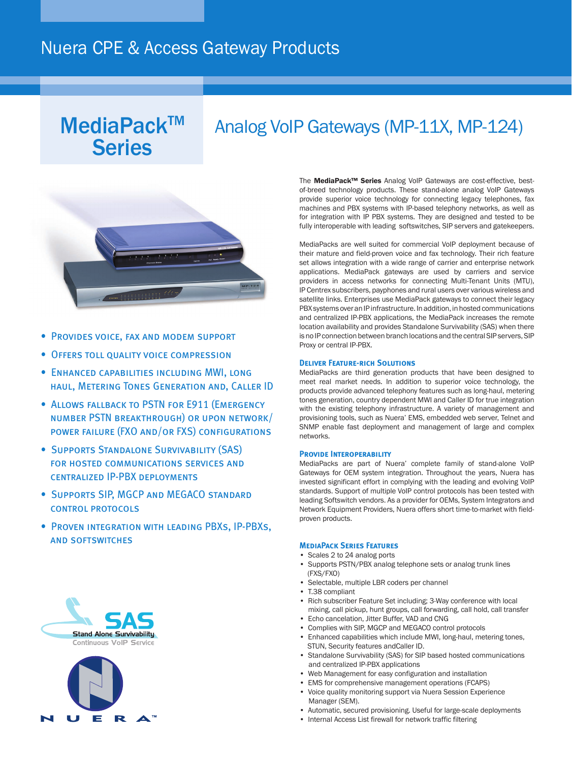# Nuera CPE & Access Gateway Products

## MediaPack™ Series

## Analog VoIP Gateways (MP-11X, MP-124)

- PROVIDES VOICE, FAX AND MODEM SUPPORT
- OFFERS TOLL QUALITY VOICE COMPRESSION
- ENHANCED CAPABILITIES INCLUDING MWI, LONG HAUL, METERING TONES GENERATION AND, CALLER ID
- ALLOWS FALLBACK TO PSTN FOR E911 (EMERGENCY NUMBER PSTN BREAKTHROUGH) OR UPON NETWORK/ POWER FAILURE (FXO AND/OR FXS) CONFIGURATIONS
- SUPPORTS STANDALONE SURVIVABILITY (SAS) FOR HOSTED COMMUNICATIONS SERVICES AND CENTRALIZED IP-PBX DEPLOYMENTS
- SUPPORTS SIP, MGCP AND MEGACO STANDARD CONTROL PROTOCOLS
- PROVEN INTEGRATION WITH LEADING PBXS, IP-PBXS, AND SOFTSWITCHES

SAS Stand Alone Survivability
Continuous VoIP Service

NUERA™

The **MediaPack™ Series** Analog VoIP Gateways are cost-effective, best-of-breed technology products. These stand-alone analog VoIP Gateways provide superior voice technology for connecting legacy telephones, fax machines and PBX systems with IP-based telephony networks, as well as for integration with IP PBX systems. They are designed and tested to be fully interoperable with leading softswitches, SIP servers and gatekeepers.

MediaPacks are well suited for commercial VoIP deployment because of their mature and field-proven voice and fax technology. Their rich feature set allows integration with a wide range of carrier and enterprise network applications. MediaPack gateways are used by carriers and service providers in access networks for connecting Multi-Tenant Units (MTU), IP Centrex subscribers, payphones and rural users over various wireless and satellite links. Enterprises use MediaPack gateways to connect their legacy PBX systems over an IP infrastructure. In addition, in hosted communications and centralized IP-PBX applications, the MediaPack increases the remote location availability and provides Standalone Survivability (SAS) when there is no IP connection between branch locations and the central SIP servers, SIP Proxy or central IP-PBX.

### Deliver Feature-rich Solutions

MediaPacks are third generation products that have been designed to meet real market needs. In addition to superior voice technology, the products provide advanced telephony features such as long-haul, metering tones generation, country dependent MWI and Caller ID for true integration with the existing telephony infrastructure. A variety of management and provisioning tools, such as Nuera' EMS, embedded web server, Telnet and SNMP enable fast deployment and management of large and complex networks.

### Provide Interoperability

MediaPacks are part of Nuera' complete family of stand-alone VoIP Gateways for OEM system integration. Throughout the years, Nuera has invested significant effort in complying with the leading and evolving VoIP standards. Support of multiple VoIP control protocols has been tested with leading Softswitch vendors. As a provider for OEMs, System Integrators and Network Equipment Providers, Nuera offers short time-to-market with field-proven products.

### MediaPack Series Features

- Scales 2 to 24 analog ports
- Supports PSTN/PBX analog telephone sets or analog trunk lines (FXS/FXO)
- Selectable, multiple LBR coders per channel
- T.38 compliant
- Rich subscriber Feature Set including; 3-Way conference with local mixing, call pickup, hunt groups, call forwarding, call hold, call transfer
- Echo cancelation, Jitter Buffer, VAD and CNG
- Complies with SIP, MGCP and MEGACO control protocols
- Enhanced capabilities which include MWI, long-haul, metering tones, STUN, Security features andCaller ID.
- Standalone Survivability (SAS) for SIP based hosted communications and centralized IP-PBX applications
- Web Management for easy configuration and installation
- EMS for comprehensive management operations (FCAPS)
- Voice quality monitoring support via Nuera Session Experience Manager (SEM).
- Automatic, secured provisioning. Useful for large-scale deployments
- Internal Access List firewall for network traffic filtering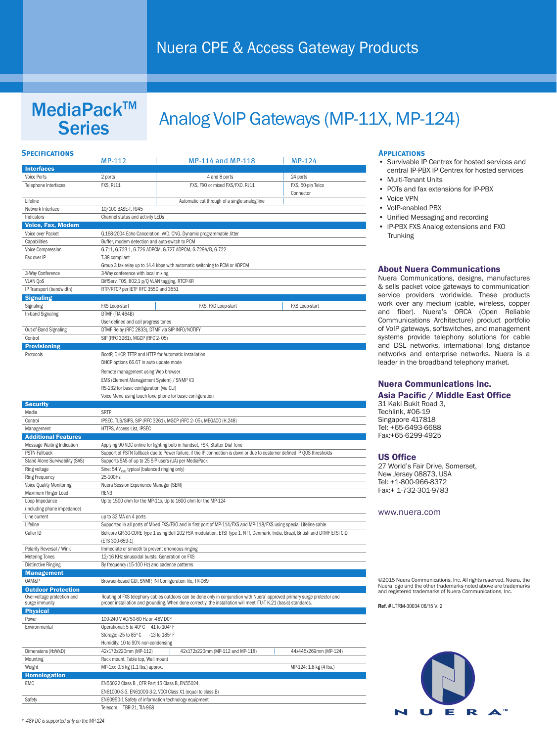# Nuera CPE & Access Gateway Products

## MediaPack™ Series

## Analog VoIP Gateways (MP-11X, MP-124)

### Specifications

| | MP-112 | MP-114 and MP-118 | MP-124 |
|---|---|---|---|
| **Interfaces** | | | |
| Voice Ports | 2 ports | 4 and 8 ports | 24 ports |
| Telephone Interfaces | FXS, RJ11 | FXS, FXO or mixed FXS/FXO, RJ11 | FXS, 50-pin Telco Connector |
| Lifeline | | Automatic cut through of a single analog line | |
| Network Interface | 10/100 BASE-T, RJ45 | | |
| Indicators | Channel status and activity LEDs | | |
| **Voice, Fax, Modem** | | | |
| Voice over Packet Capabilities | G.168-2004 Echo Cancelation, VAD, CNG, Dynamic programmable Jitter Buffer, modem detection and auto-switch to PCM | | |
| Voice Compression | G.711, G.723.1, G.726 ADPCM, G.727 ADPCM, G.729A/B, G.722 | | |
| Fax over IP | T.38 compliant<br>Group 3 fax relay up to 14.4 kbps with automatic switching to PCM or ADPCM | | |
| 3-Way Conference | 3-Way conference with local mixing | | |
| VLAN QoS | DiffServ, TOS, 802.1 p/Q VLAN tagging, RTCP-XR | | |
| IP Transport (bandwidth) | RTP/RTCP per IETF RFC 3550 and 3551 | | |
| **Signaling** | | | |
| Signaling | FXS Loop-start | FXS, FXO Loop-start | FXS Loop-start |
| In-band Signaling | DTMF (TIA 464B)<br>User-defined and call progress tones | | |
| Out-of-Band Signaling | DTMF Relay (RFC 2833), DTMF via SIP INFO/NOTIFY | | |
| Control | SIP (RFC 3261), MGCP (RFC 2- 05) | | |
| **Provisioning** | | | |
| Protocols | BootP, DHCP, TFTP and HTTP for Automatic Installation<br>DHCP options 66.67 in auto update mode<br>Remote management using Web browser<br>EMS (Element Management System) / SNMP V3<br>RS-232 for basic configuration (via CLI)<br>Voice Menu using touch tone phone for basic configuration | | |
| **Security** | | | |
| Media | SRTP | | |
| Control | IPSEC, TLS/SIPS, SIP (RFC 3261), MGCP (RFC 2- 05), MEGACO (H.248) | | |
| Management | HTTPS, Access List, IPSEC | | |
| **Additional Features** | | | |
| Message Waiting Indication | Applying 90 VDC online for lighting bulb in handset, FSK, Stutter Dial Tone | | |
| PSTN Fallback | Support of PSTN fallback due to Power failure, if the IP connection is down or due to customer defined IP QOS thresholds | | |
| Stand Alone Survivability (SAS) | Supports SAS of up to 25 SIP users (UA) per MediaPack | | |
| Ring voltage | Sine: 54 $V_{RMS}$ typical (balanced ringing only) | | |
| Ring Frequency | 25-100Hz | | |
| Voice Quality Monitoring | Nuera Session Experience Manager (SEM) | | |
| Maximum Ringer Load | REN3 | | |
| Loop Impedance (including phone impedance) | Up to 1500 ohm for the MP-11x, Up to 1600 ohm for the MP-124 | | |
| Line current | up to 32 MA on 4 ports | | |
| Lifeline | Supported in all ports of Mixed FXS/FXO and in first port of MP-114/FXS and MP-118/FXS using special Lifeline cable | | |
| Caller ID | Bellcore GR-30-CORE Type 1 using Bell 202 FSK modulation, ETSI Type 1, NTT, Denmark, India, Brazil, British and DTMF ETSI CID (ETS 300-659-1) | | |
| Polarity Reversal / Wink | Immediate or smooth to prevent erroneous ringing | | |
| Metering Tones | 12/16 KHz sinusoidal bursts, Generation on FXS | | |
| Distinctive Ringing | By frequency (15-100 Hz) and cadence patterns | | |
| **Management** | | | |
| OAM&P | Browser-based GUI, SNMP, INI Configuration file, TR-069 | | |
| **Outdoor Protection** | | | |
| Over-voltage protection and surge immunity | Routing of FXS telephony cables outdoors can be done only in conjunction with Nuera' approved primary surge protector and proper installation and grounding. When done correctly, the installation will meet ITU-T K.21 (basic) standards. | | |
| **Physical** | | | |
| Power | 100-240 V AC/50-60 Hz or -48V DC* | | |
| Environmental | Operational: 5 to 40° C 41 to 104° F<br>Storage: -25 to 85° C -13 to 185° F<br>Humidity: 10 to 90% non-condensing | | |
| Dimensions (HxWxD) | 42x172x220mm (MP-112) | 42x172x220mm (MP-112 and MP-118) | 44x445x269mm (MP-124) |
| Mounting | Rack mount, Table top, Wall mount | | |
| Weight | MP-1xx: 0.5 kg (1.1 lbs.) approx. | | MP-124: 1.8 kg (4 lbs.) |
| **Homologation** | | | |
| EMC | EN55022 Class B , CFR Part 15 Class B, EN55024, EN61000-3-3, EN61000-3-2, VCCI Class X1 (equal to class B) | | |
| Safety | EN60950-1 Safety of information technology equipment<br>Telecom TBR-21, TIA-968 | | |

\* -48V DC is supported only on the MP-124

### Applications

- Survivable IP Centrex for hosted services and central IP-PBX IP Centrex for hosted services
- Multi-Tenant Units
- POTs and fax extensions for IP-PBX
- Voice VPN
- VoIP-enabled PBX
- Unified Messaging and recording
- IP-PBX FXS Analog extensions and FXO Trunking

### About Nuera Communications

Nuera Communications, designs, manufactures & sells packet voice gateways to communication service providers worldwide. These products work over any medium (cable, wireless, copper and fiber). Nuera's ORCA (Open Reliable Communications Architecture) product portfolio of VoIP gateways, softswitches, and management systems provide telephony solutions for cable and DSL networks, international long distance networks and enterprise networks. Nuera is a leader in the broadband telephony market.

### Nuera Communications Inc.

### Asia Pacific / Middle East Office

31 Kaki Bukit Road 3,
Techlink, #06-19
Singapore 417818
Tel: +65-6493-6688
Fax:+65-6299-4925

### US Office

27 World's Fair Drive, Somerset,
New Jersey 08873, USA
Tel: +1-800-966-8372
Fax:+ 1-732-301-9783

www.nuera.com

©2015 Nuera Communications, Inc. All rights reserved. Nuera, the Nuera logo and the other trademarks noted above are trademarks and registered trademarks of Nuera Communications, Inc.

**Ref. #** LTRM-30034 06/15 V. 2

NUERA™